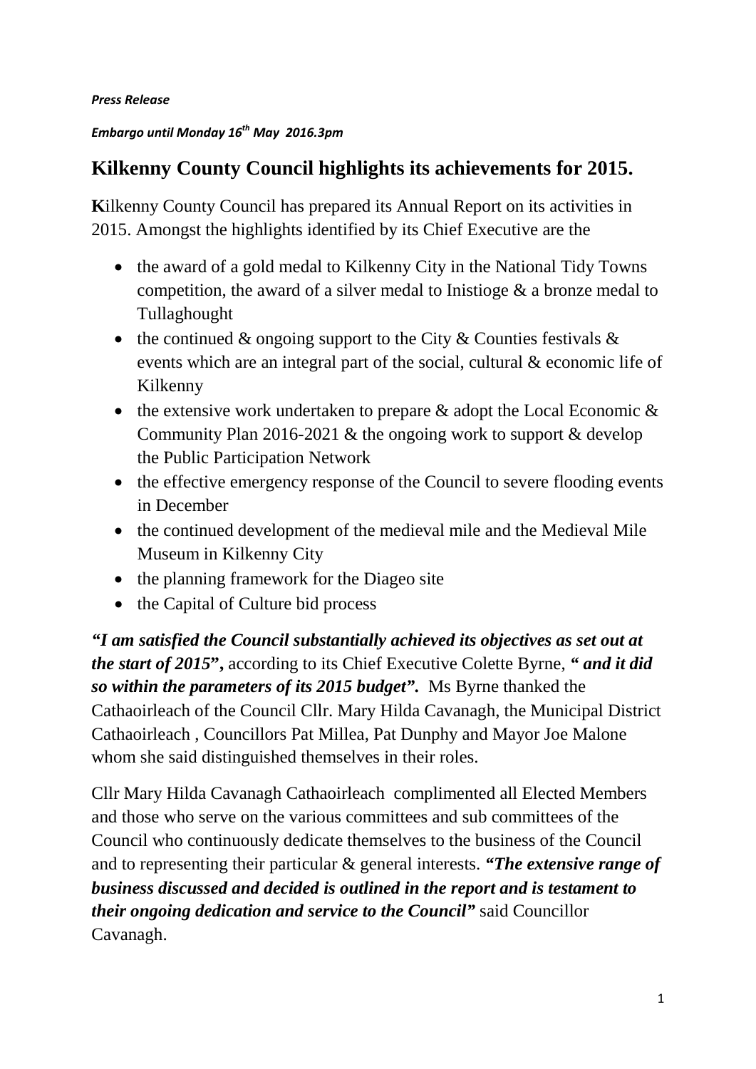***Press Release***

***Embargo until Monday 16th May 2016.3pm***

# Kilkenny County Council highlights its achievements for 2015.

**K**ilkenny County Council has prepared its Annual Report on its activities in 2015. Amongst the highlights identified by its Chief Executive are the

- the award of a gold medal to Kilkenny City in the National Tidy Towns competition, the award of a silver medal to Inistioge & a bronze medal to Tullaghought
- the continued & ongoing support to the City & Counties festivals & events which are an integral part of the social, cultural & economic life of Kilkenny
- the extensive work undertaken to prepare & adopt the Local Economic & Community Plan 2016-2021 & the ongoing work to support & develop the Public Participation Network
- the effective emergency response of the Council to severe flooding events in December
- the continued development of the medieval mile and the Medieval Mile Museum in Kilkenny City
- the planning framework for the Diageo site
- the Capital of Culture bid process

***"I am satisfied the Council substantially achieved its objectives as set out at the start of 2015",*** according to its Chief Executive Colette Byrne, ***" and it did so within the parameters of its 2015 budget".*** Ms Byrne thanked the Cathaoirleach of the Council Cllr. Mary Hilda Cavanagh, the Municipal District Cathaoirleach , Councillors Pat Millea, Pat Dunphy and Mayor Joe Malone whom she said distinguished themselves in their roles.

Cllr Mary Hilda Cavanagh Cathaoirleach complimented all Elected Members and those who serve on the various committees and sub committees of the Council who continuously dedicate themselves to the business of the Council and to representing their particular & general interests. ***"The extensive range of business discussed and decided is outlined in the report and is testament to their ongoing dedication and service to the Council"*** said Councillor Cavanagh.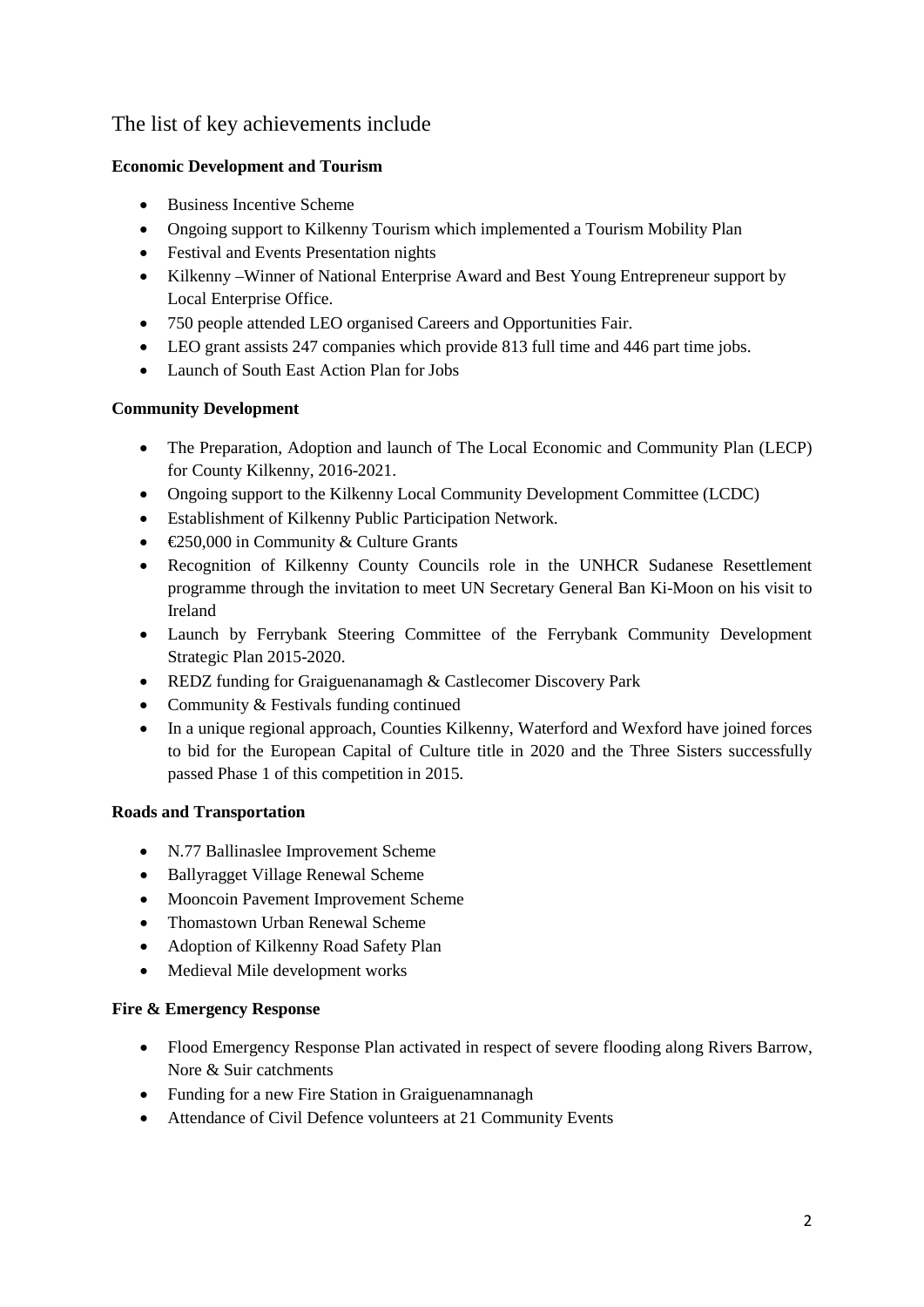## The list of key achievements include

**Economic Development and Tourism**

- Business Incentive Scheme
- Ongoing support to Kilkenny Tourism which implemented a Tourism Mobility Plan
- Festival and Events Presentation nights
- Kilkenny –Winner of National Enterprise Award and Best Young Entrepreneur support by Local Enterprise Office.
- 750 people attended LEO organised Careers and Opportunities Fair.
- LEO grant assists 247 companies which provide 813 full time and 446 part time jobs.
- Launch of South East Action Plan for Jobs

**Community Development**

- The Preparation, Adoption and launch of The Local Economic and Community Plan (LECP) for County Kilkenny, 2016-2021.
- Ongoing support to the Kilkenny Local Community Development Committee (LCDC)
- Establishment of Kilkenny Public Participation Network.
- €250,000 in Community & Culture Grants
- Recognition of Kilkenny County Councils role in the UNHCR Sudanese Resettlement programme through the invitation to meet UN Secretary General Ban Ki-Moon on his visit to Ireland
- Launch by Ferrybank Steering Committee of the Ferrybank Community Development Strategic Plan 2015-2020.
- REDZ funding for Graiguenanamagh & Castlecomer Discovery Park
- Community & Festivals funding continued
- In a unique regional approach, Counties Kilkenny, Waterford and Wexford have joined forces to bid for the European Capital of Culture title in 2020 and the Three Sisters successfully passed Phase 1 of this competition in 2015.

**Roads and Transportation**

- N.77 Ballinaslee Improvement Scheme
- Ballyragget Village Renewal Scheme
- Mooncoin Pavement Improvement Scheme
- Thomastown Urban Renewal Scheme
- Adoption of Kilkenny Road Safety Plan
- Medieval Mile development works

**Fire & Emergency Response**

- Flood Emergency Response Plan activated in respect of severe flooding along Rivers Barrow, Nore & Suir catchments
- Funding for a new Fire Station in Graiguenamnanagh
- Attendance of Civil Defence volunteers at 21 Community Events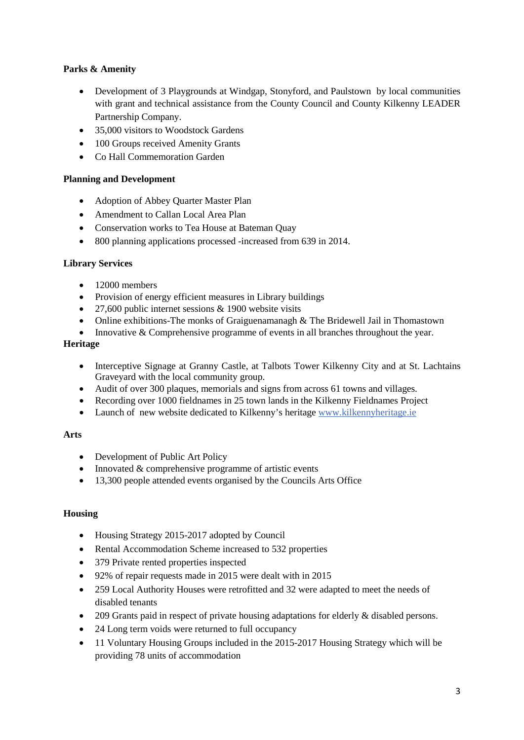**Parks & Amenity**

- Development of 3 Playgrounds at Windgap, Stonyford, and Paulstown by local communities with grant and technical assistance from the County Council and County Kilkenny LEADER Partnership Company.
- 35,000 visitors to Woodstock Gardens
- 100 Groups received Amenity Grants
- Co Hall Commemoration Garden

**Planning and Development**

- Adoption of Abbey Quarter Master Plan
- Amendment to Callan Local Area Plan
- Conservation works to Tea House at Bateman Quay
- 800 planning applications processed -increased from 639 in 2014.

**Library Services**

- 12000 members
- Provision of energy efficient measures in Library buildings
- 27,600 public internet sessions & 1900 website visits
- Online exhibitions-The monks of Graiguenamanagh & The Bridewell Jail in Thomastown
- Innovative & Comprehensive programme of events in all branches throughout the year.

**Heritage**

- Interceptive Signage at Granny Castle, at Talbots Tower Kilkenny City and at St. Lachtains Graveyard with the local community group.
- Audit of over 300 plaques, memorials and signs from across 61 towns and villages.
- Recording over 1000 fieldnames in 25 town lands in the Kilkenny Fieldnames Project
- Launch of new website dedicated to Kilkenny's heritage www.kilkennyheritage.ie

**Arts**

- Development of Public Art Policy
- Innovated & comprehensive programme of artistic events
- 13,300 people attended events organised by the Councils Arts Office

**Housing**

- Housing Strategy 2015-2017 adopted by Council
- Rental Accommodation Scheme increased to 532 properties
- 379 Private rented properties inspected
- 92% of repair requests made in 2015 were dealt with in 2015
- 259 Local Authority Houses were retrofitted and 32 were adapted to meet the needs of disabled tenants
- 209 Grants paid in respect of private housing adaptations for elderly & disabled persons.
- 24 Long term voids were returned to full occupancy
- 11 Voluntary Housing Groups included in the 2015-2017 Housing Strategy which will be providing 78 units of accommodation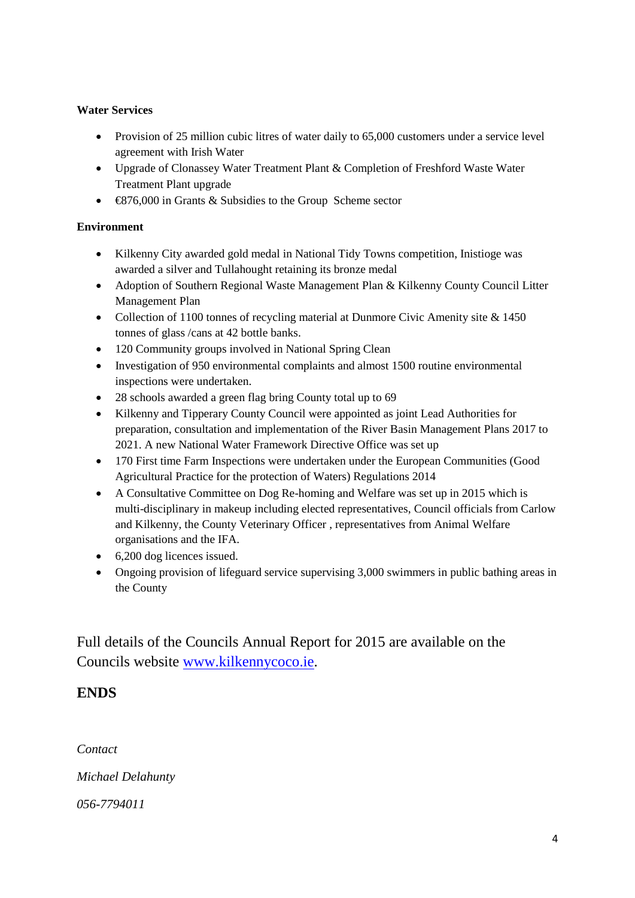**Water Services**

- Provision of 25 million cubic litres of water daily to 65,000 customers under a service level agreement with Irish Water
- Upgrade of Clonassey Water Treatment Plant & Completion of Freshford Waste Water Treatment Plant upgrade
- €876,000 in Grants & Subsidies to the Group Scheme sector

**Environment**

- Kilkenny City awarded gold medal in National Tidy Towns competition, Inistioge was awarded a silver and Tullahought retaining its bronze medal
- Adoption of Southern Regional Waste Management Plan & Kilkenny County Council Litter Management Plan
- Collection of 1100 tonnes of recycling material at Dunmore Civic Amenity site & 1450 tonnes of glass /cans at 42 bottle banks.
- 120 Community groups involved in National Spring Clean
- Investigation of 950 environmental complaints and almost 1500 routine environmental inspections were undertaken.
- 28 schools awarded a green flag bring County total up to 69
- Kilkenny and Tipperary County Council were appointed as joint Lead Authorities for preparation, consultation and implementation of the River Basin Management Plans 2017 to 2021. A new National Water Framework Directive Office was set up
- 170 First time Farm Inspections were undertaken under the European Communities (Good Agricultural Practice for the protection of Waters) Regulations 2014
- A Consultative Committee on Dog Re-homing and Welfare was set up in 2015 which is multi-disciplinary in makeup including elected representatives, Council officials from Carlow and Kilkenny, the County Veterinary Officer , representatives from Animal Welfare organisations and the IFA.
- 6,200 dog licences issued.
- Ongoing provision of lifeguard service supervising 3,000 swimmers in public bathing areas in the County

Full details of the Councils Annual Report for 2015 are available on the Councils website [www.kilkennycoco.ie](http://www.kilkennycoco.ie).

## ENDS

*Contact*

*Michael Delahunty*

*056-7794011*